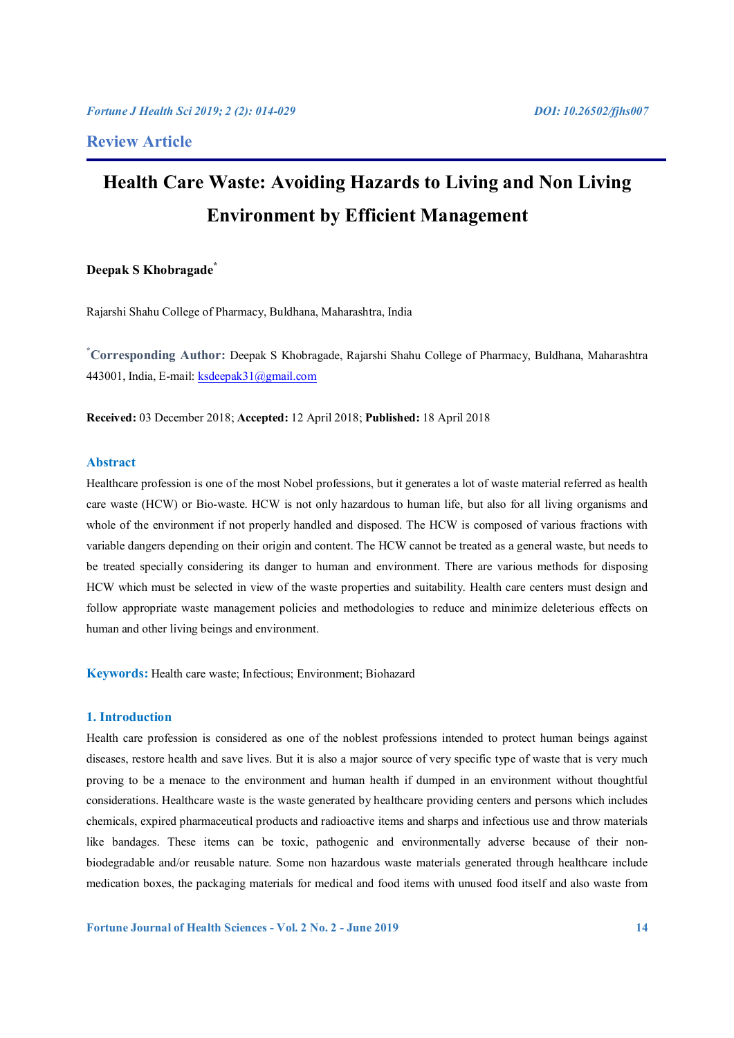## Review Article

# Health Care Waste: Avoiding Hazards to Living and Non Living Environment by Efficient Management

**Deepak S Khobragade***

Rajarshi Shahu College of Pharmacy, Buldhana, Maharashtra, India

***Corresponding Author:** Deepak S Khobragade, Rajarshi Shahu College of Pharmacy, Buldhana, Maharashtra 443001, India, E-mail: ksdeepak31@gmail.com

**Received:** 03 December 2018; **Accepted:** 12 April 2018; **Published:** 18 April 2018

## Abstract

Healthcare profession is one of the most Nobel professions, but it generates a lot of waste material referred as health care waste (HCW) or Bio-waste. HCW is not only hazardous to human life, but also for all living organisms and whole of the environment if not properly handled and disposed. The HCW is composed of various fractions with variable dangers depending on their origin and content. The HCW cannot be treated as a general waste, but needs to be treated specially considering its danger to human and environment. There are various methods for disposing HCW which must be selected in view of the waste properties and suitability. Health care centers must design and follow appropriate waste management policies and methodologies to reduce and minimize deleterious effects on human and other living beings and environment.

**Keywords:** Health care waste; Infectious; Environment; Biohazard

## 1. Introduction

Health care profession is considered as one of the noblest professions intended to protect human beings against diseases, restore health and save lives. But it is also a major source of very specific type of waste that is very much proving to be a menace to the environment and human health if dumped in an environment without thoughtful considerations. Healthcare waste is the waste generated by healthcare providing centers and persons which includes chemicals, expired pharmaceutical products and radioactive items and sharps and infectious use and throw materials like bandages. These items can be toxic, pathogenic and environmentally adverse because of their non-biodegradable and/or reusable nature. Some non hazardous waste materials generated through healthcare include medication boxes, the packaging materials for medical and food items with unused food itself and also waste from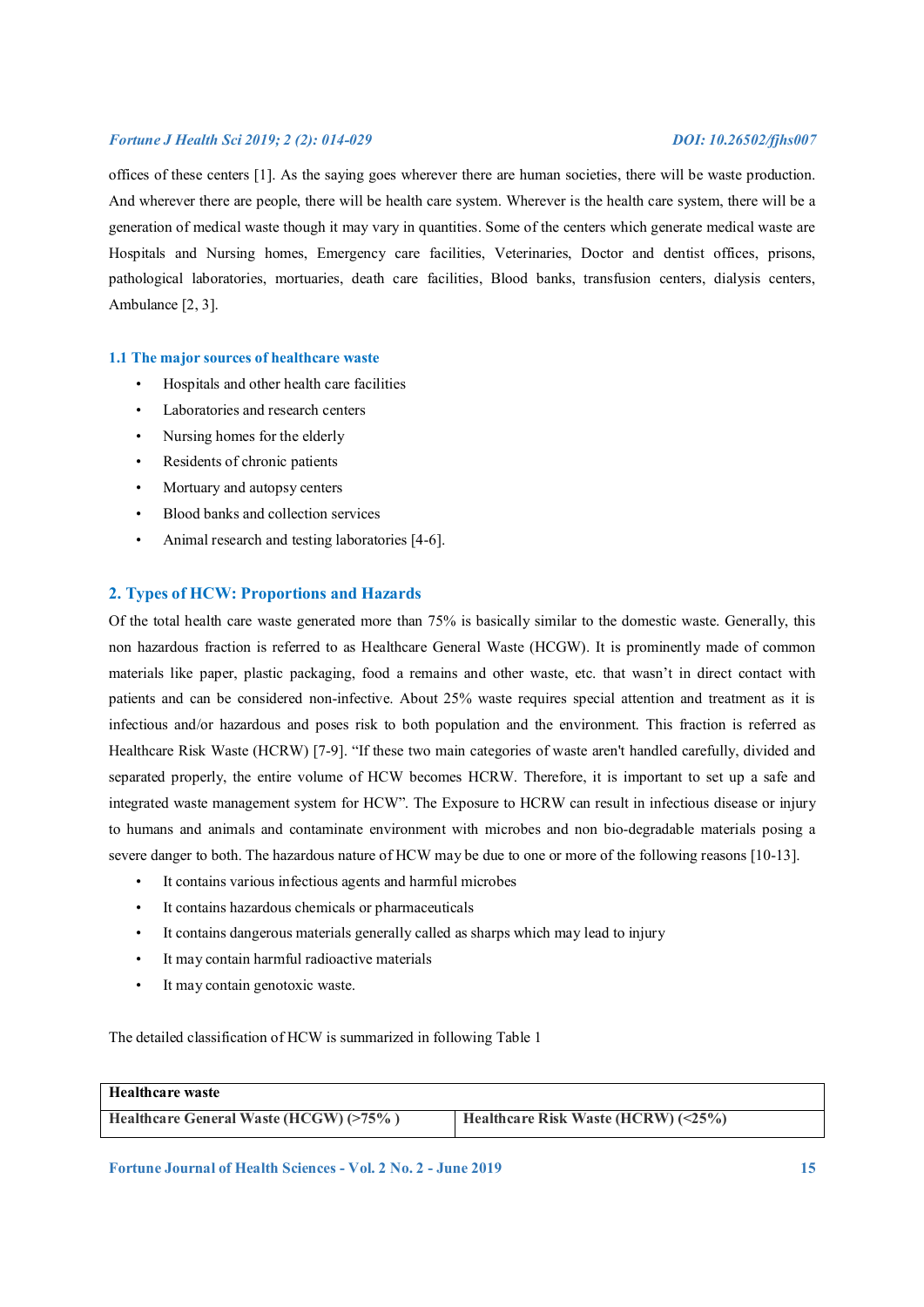offices of these centers [1]. As the saying goes wherever there are human societies, there will be waste production. And wherever there are people, there will be health care system. Wherever is the health care system, there will be a generation of medical waste though it may vary in quantities. Some of the centers which generate medical waste are Hospitals and Nursing homes, Emergency care facilities, Veterinaries, Doctor and dentist offices, prisons, pathological laboratories, mortuaries, death care facilities, Blood banks, transfusion centers, dialysis centers, Ambulance [2, 3].

### 1.1 The major sources of healthcare waste

- Hospitals and other health care facilities
- Laboratories and research centers
- Nursing homes for the elderly
- Residents of chronic patients
- Mortuary and autopsy centers
- Blood banks and collection services
- Animal research and testing laboratories [4-6].

## 2. Types of HCW: Proportions and Hazards

Of the total health care waste generated more than 75% is basically similar to the domestic waste. Generally, this non hazardous fraction is referred to as Healthcare General Waste (HCGW). It is prominently made of common materials like paper, plastic packaging, food a remains and other waste, etc. that wasn't in direct contact with patients and can be considered non-infective. About 25% waste requires special attention and treatment as it is infectious and/or hazardous and poses risk to both population and the environment. This fraction is referred as Healthcare Risk Waste (HCRW) [7-9]. "If these two main categories of waste aren't handled carefully, divided and separated properly, the entire volume of HCW becomes HCRW. Therefore, it is important to set up a safe and integrated waste management system for HCW". The Exposure to HCRW can result in infectious disease or injury to humans and animals and contaminate environment with microbes and non bio-degradable materials posing a severe danger to both. The hazardous nature of HCW may be due to one or more of the following reasons [10-13].

- It contains various infectious agents and harmful microbes
- It contains hazardous chemicals or pharmaceuticals
- It contains dangerous materials generally called as sharps which may lead to injury
- It may contain harmful radioactive materials
- It may contain genotoxic waste.

The detailed classification of HCW is summarized in following Table 1

| **Healthcare waste** | |
|---|---|
| **Healthcare General Waste (HCGW) (>75% )** | **Healthcare Risk Waste (HCRW) (<25%)** |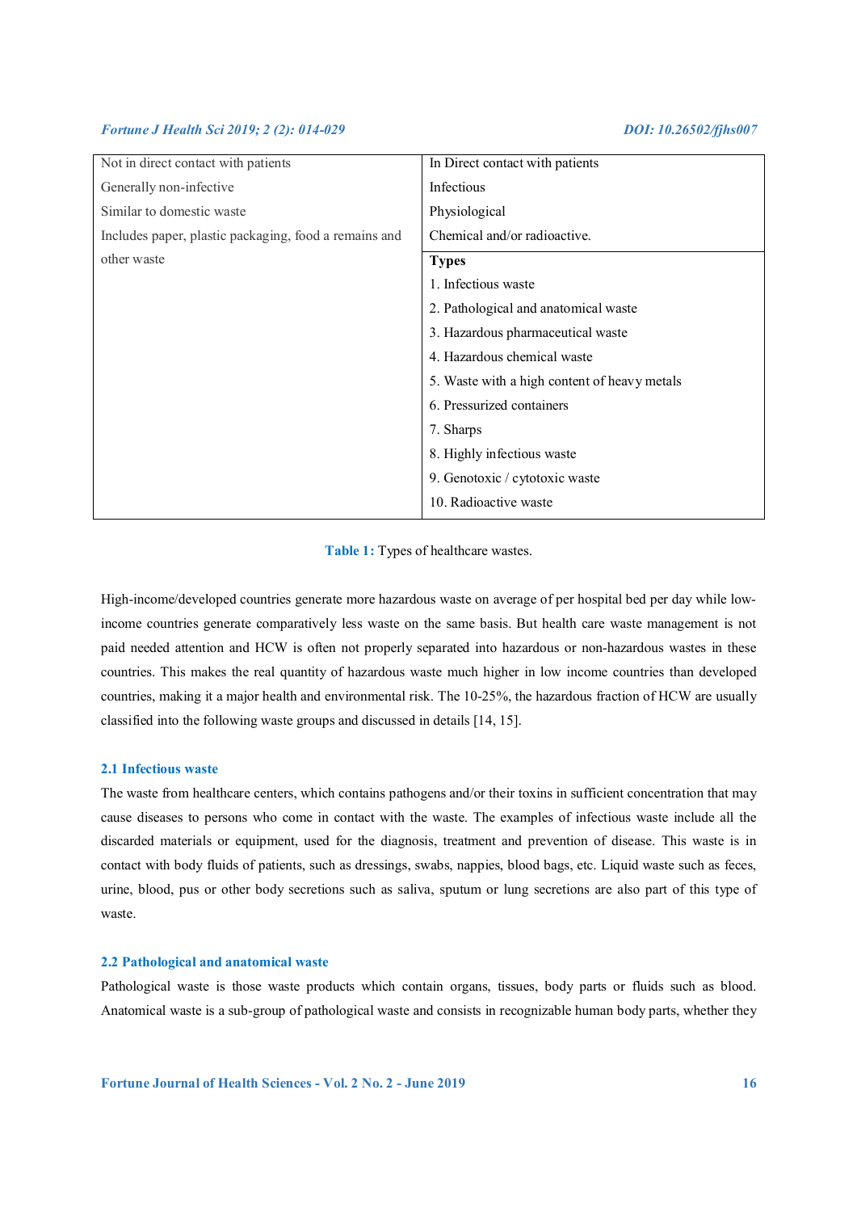| Not in direct contact with patients | In Direct contact with patients |
|---|---|
| Generally non-infective | Infectious |
| Similar to domestic waste | Physiological |
| Includes paper, plastic packaging, food a remains and other waste | Chemical and/or radioactive. |
| | **Types** |
| | 1. Infectious waste |
| | 2. Pathological and anatomical waste |
| | 3. Hazardous pharmaceutical waste |
| | 4. Hazardous chemical waste |
| | 5. Waste with a high content of heavy metals |
| | 6. Pressurized containers |
| | 7. Sharps |
| | 8. Highly infectious waste |
| | 9. Genotoxic / cytotoxic waste |
| | 10. Radioactive waste |

**Table 1:** Types of healthcare wastes.

High-income/developed countries generate more hazardous waste on average of per hospital bed per day while low-income countries generate comparatively less waste on the same basis. But health care waste management is not paid needed attention and HCW is often not properly separated into hazardous or non-hazardous wastes in these countries. This makes the real quantity of hazardous waste much higher in low income countries than developed countries, making it a major health and environmental risk. The 10-25%, the hazardous fraction of HCW are usually classified into the following waste groups and discussed in details [14, 15].

### 2.1 Infectious waste

The waste from healthcare centers, which contains pathogens and/or their toxins in sufficient concentration that may cause diseases to persons who come in contact with the waste. The examples of infectious waste include all the discarded materials or equipment, used for the diagnosis, treatment and prevention of disease. This waste is in contact with body fluids of patients, such as dressings, swabs, nappies, blood bags, etc. Liquid waste such as feces, urine, blood, pus or other body secretions such as saliva, sputum or lung secretions are also part of this type of waste.

### 2.2 Pathological and anatomical waste

Pathological waste is those waste products which contain organs, tissues, body parts or fluids such as blood. Anatomical waste is a sub-group of pathological waste and consists in recognizable human body parts, whether they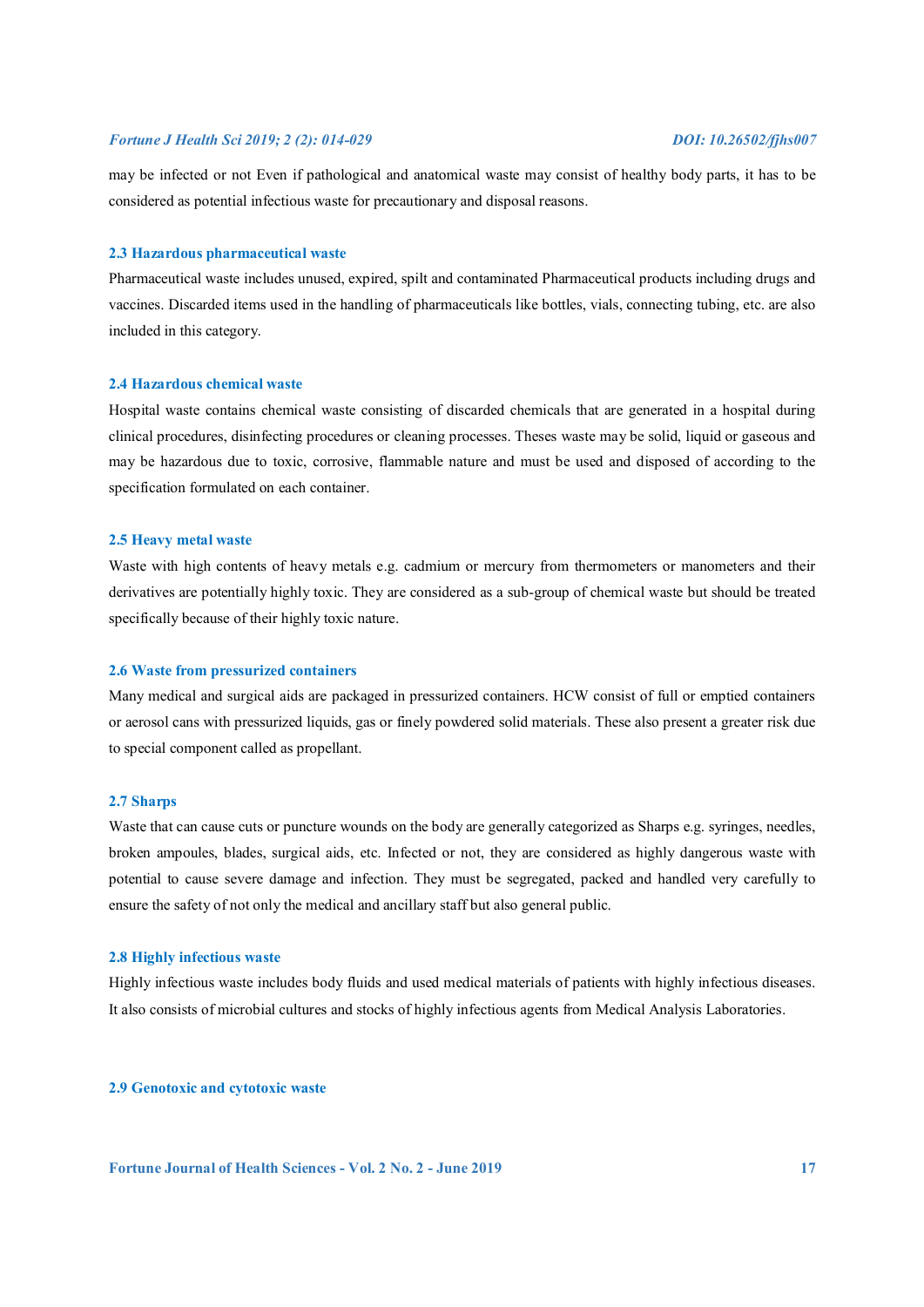may be infected or not Even if pathological and anatomical waste may consist of healthy body parts, it has to be considered as potential infectious waste for precautionary and disposal reasons.

### 2.3 Hazardous pharmaceutical waste

Pharmaceutical waste includes unused, expired, spilt and contaminated Pharmaceutical products including drugs and vaccines. Discarded items used in the handling of pharmaceuticals like bottles, vials, connecting tubing, etc. are also included in this category.

### 2.4 Hazardous chemical waste

Hospital waste contains chemical waste consisting of discarded chemicals that are generated in a hospital during clinical procedures, disinfecting procedures or cleaning processes. Theses waste may be solid, liquid or gaseous and may be hazardous due to toxic, corrosive, flammable nature and must be used and disposed of according to the specification formulated on each container.

### 2.5 Heavy metal waste

Waste with high contents of heavy metals e.g. cadmium or mercury from thermometers or manometers and their derivatives are potentially highly toxic. They are considered as a sub-group of chemical waste but should be treated specifically because of their highly toxic nature.

### 2.6 Waste from pressurized containers

Many medical and surgical aids are packaged in pressurized containers. HCW consist of full or emptied containers or aerosol cans with pressurized liquids, gas or finely powdered solid materials. These also present a greater risk due to special component called as propellant.

### 2.7 Sharps

Waste that can cause cuts or puncture wounds on the body are generally categorized as Sharps e.g. syringes, needles, broken ampoules, blades, surgical aids, etc. Infected or not, they are considered as highly dangerous waste with potential to cause severe damage and infection. They must be segregated, packed and handled very carefully to ensure the safety of not only the medical and ancillary staff but also general public.

### 2.8 Highly infectious waste

Highly infectious waste includes body fluids and used medical materials of patients with highly infectious diseases. It also consists of microbial cultures and stocks of highly infectious agents from Medical Analysis Laboratories.

### 2.9 Genotoxic and cytotoxic waste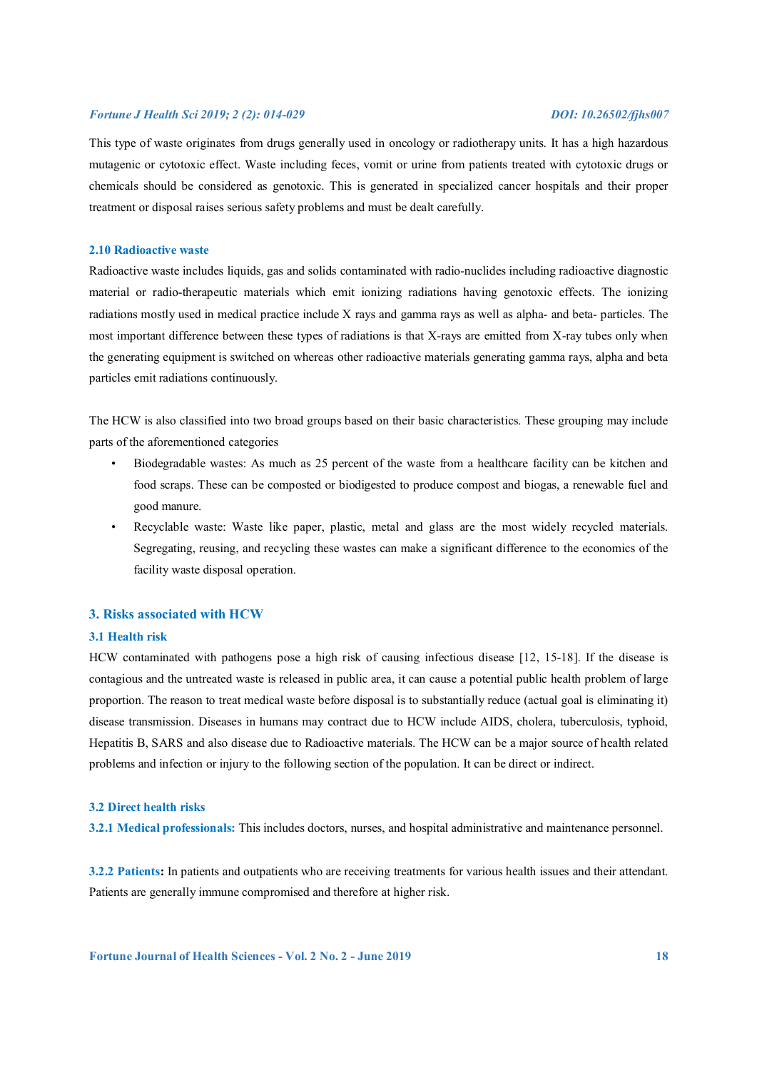This type of waste originates from drugs generally used in oncology or radiotherapy units. It has a high hazardous mutagenic or cytotoxic effect. Waste including feces, vomit or urine from patients treated with cytotoxic drugs or chemicals should be considered as genotoxic. This is generated in specialized cancer hospitals and their proper treatment or disposal raises serious safety problems and must be dealt carefully.

### 2.10 Radioactive waste

Radioactive waste includes liquids, gas and solids contaminated with radio-nuclides including radioactive diagnostic material or radio-therapeutic materials which emit ionizing radiations having genotoxic effects. The ionizing radiations mostly used in medical practice include X rays and gamma rays as well as alpha- and beta- particles. The most important difference between these types of radiations is that X-rays are emitted from X-ray tubes only when the generating equipment is switched on whereas other radioactive materials generating gamma rays, alpha and beta particles emit radiations continuously.

The HCW is also classified into two broad groups based on their basic characteristics. These grouping may include parts of the aforementioned categories

- Biodegradable wastes: As much as 25 percent of the waste from a healthcare facility can be kitchen and food scraps. These can be composted or biodigested to produce compost and biogas, a renewable fuel and good manure.
- Recyclable waste: Waste like paper, plastic, metal and glass are the most widely recycled materials. Segregating, reusing, and recycling these wastes can make a significant difference to the economics of the facility waste disposal operation.

## 3. Risks associated with HCW

### 3.1 Health risk

HCW contaminated with pathogens pose a high risk of causing infectious disease [12, 15-18]. If the disease is contagious and the untreated waste is released in public area, it can cause a potential public health problem of large proportion. The reason to treat medical waste before disposal is to substantially reduce (actual goal is eliminating it) disease transmission. Diseases in humans may contract due to HCW include AIDS, cholera, tuberculosis, typhoid, Hepatitis B, SARS and also disease due to Radioactive materials. The HCW can be a major source of health related problems and infection or injury to the following section of the population. It can be direct or indirect.

### 3.2 Direct health risks

**3.2.1 Medical professionals:** This includes doctors, nurses, and hospital administrative and maintenance personnel.

**3.2.2 Patients:** In patients and outpatients who are receiving treatments for various health issues and their attendant. Patients are generally immune compromised and therefore at higher risk.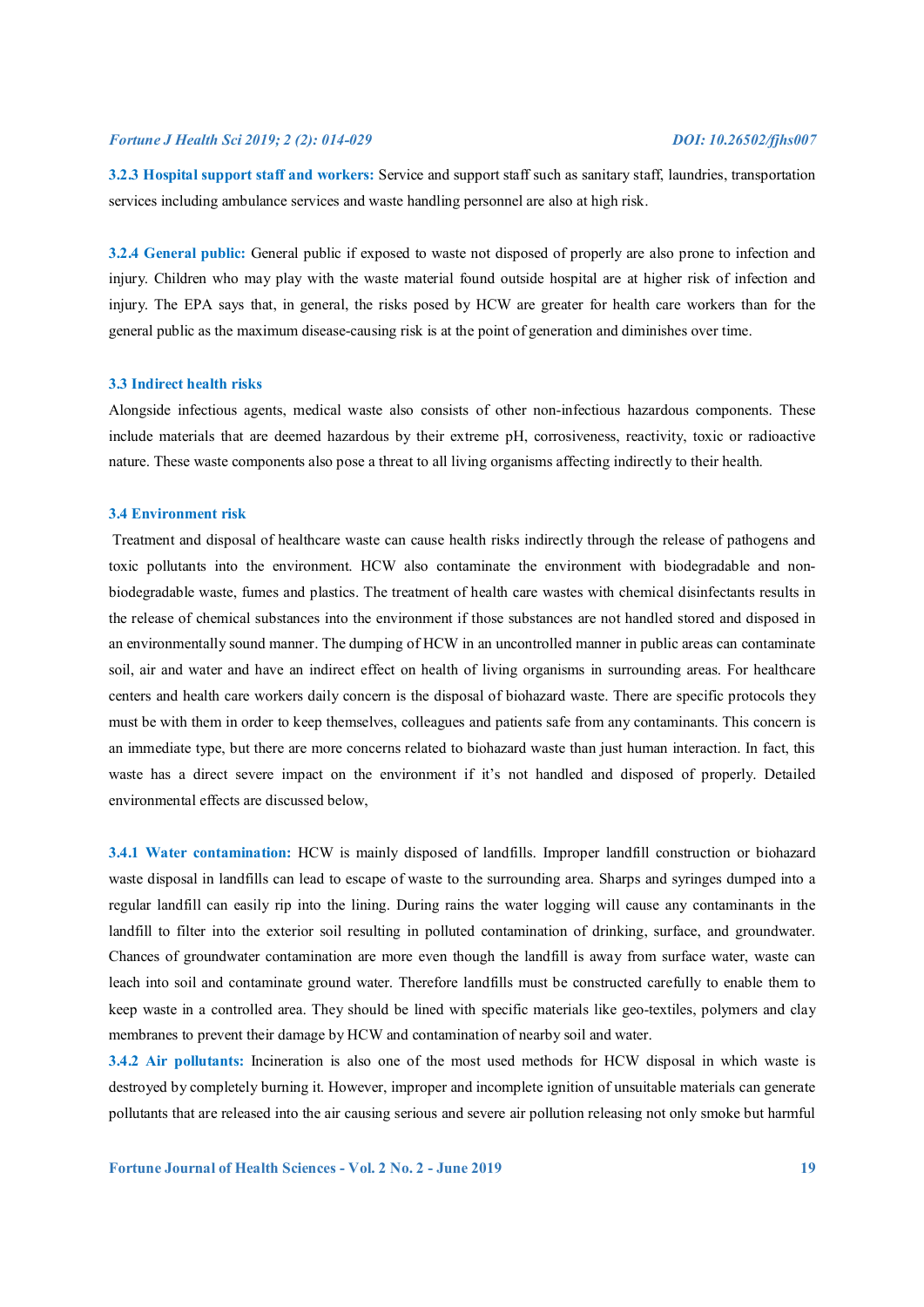**3.2.3 Hospital support staff and workers:** Service and support staff such as sanitary staff, laundries, transportation services including ambulance services and waste handling personnel are also at high risk.

**3.2.4 General public:** General public if exposed to waste not disposed of properly are also prone to infection and injury. Children who may play with the waste material found outside hospital are at higher risk of infection and injury. The EPA says that, in general, the risks posed by HCW are greater for health care workers than for the general public as the maximum disease-causing risk is at the point of generation and diminishes over time.

### 3.3 Indirect health risks

Alongside infectious agents, medical waste also consists of other non-infectious hazardous components. These include materials that are deemed hazardous by their extreme pH, corrosiveness, reactivity, toxic or radioactive nature. These waste components also pose a threat to all living organisms affecting indirectly to their health.

### 3.4 Environment risk

Treatment and disposal of healthcare waste can cause health risks indirectly through the release of pathogens and toxic pollutants into the environment. HCW also contaminate the environment with biodegradable and non-biodegradable waste, fumes and plastics. The treatment of health care wastes with chemical disinfectants results in the release of chemical substances into the environment if those substances are not handled stored and disposed in an environmentally sound manner. The dumping of HCW in an uncontrolled manner in public areas can contaminate soil, air and water and have an indirect effect on health of living organisms in surrounding areas. For healthcare centers and health care workers daily concern is the disposal of biohazard waste. There are specific protocols they must be with them in order to keep themselves, colleagues and patients safe from any contaminants. This concern is an immediate type, but there are more concerns related to biohazard waste than just human interaction. In fact, this waste has a direct severe impact on the environment if it's not handled and disposed of properly. Detailed environmental effects are discussed below,

**3.4.1 Water contamination:** HCW is mainly disposed of landfills. Improper landfill construction or biohazard waste disposal in landfills can lead to escape of waste to the surrounding area. Sharps and syringes dumped into a regular landfill can easily rip into the lining. During rains the water logging will cause any contaminants in the landfill to filter into the exterior soil resulting in polluted contamination of drinking, surface, and groundwater. Chances of groundwater contamination are more even though the landfill is away from surface water, waste can leach into soil and contaminate ground water. Therefore landfills must be constructed carefully to enable them to keep waste in a controlled area. They should be lined with specific materials like geo-textiles, polymers and clay membranes to prevent their damage by HCW and contamination of nearby soil and water.

**3.4.2 Air pollutants:** Incineration is also one of the most used methods for HCW disposal in which waste is destroyed by completely burning it. However, improper and incomplete ignition of unsuitable materials can generate pollutants that are released into the air causing serious and severe air pollution releasing not only smoke but harmful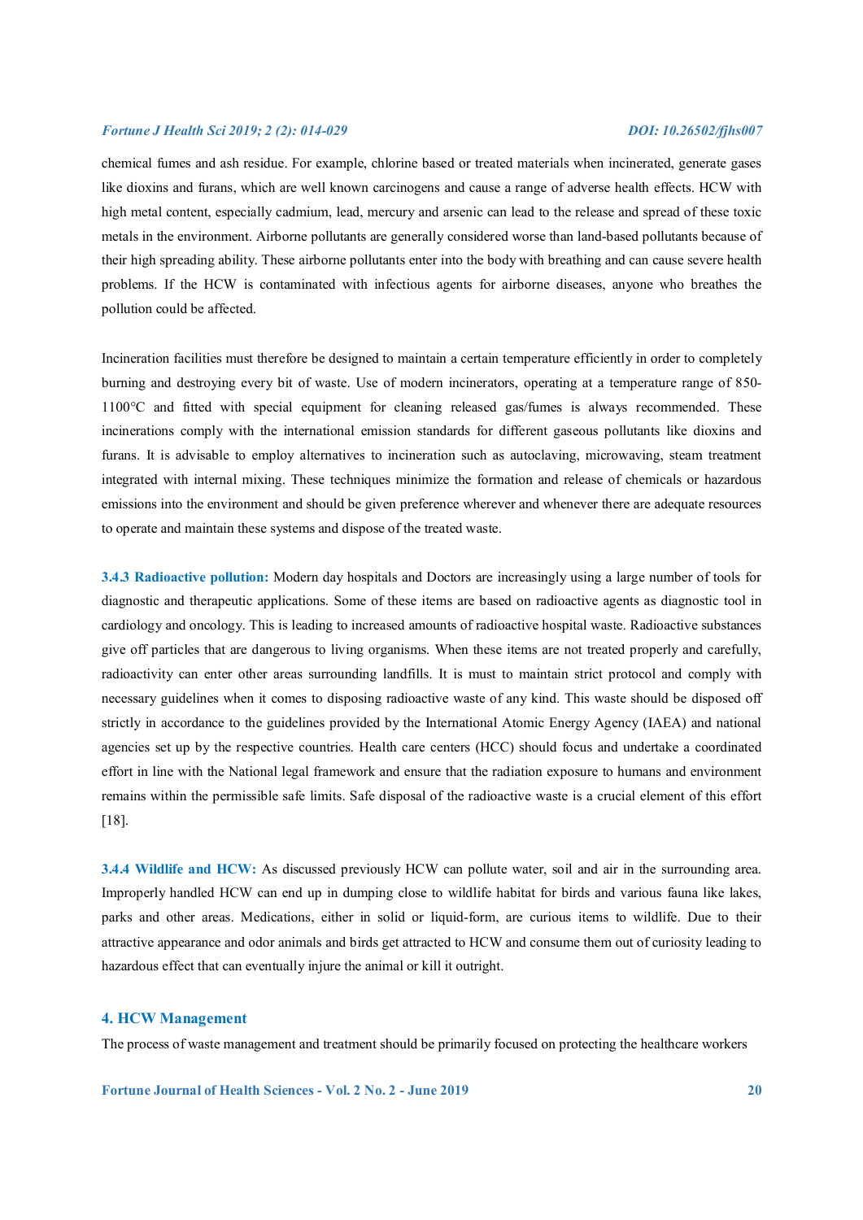chemical fumes and ash residue. For example, chlorine based or treated materials when incinerated, generate gases like dioxins and furans, which are well known carcinogens and cause a range of adverse health effects. HCW with high metal content, especially cadmium, lead, mercury and arsenic can lead to the release and spread of these toxic metals in the environment. Airborne pollutants are generally considered worse than land-based pollutants because of their high spreading ability. These airborne pollutants enter into the body with breathing and can cause severe health problems. If the HCW is contaminated with infectious agents for airborne diseases, anyone who breathes the pollution could be affected.

Incineration facilities must therefore be designed to maintain a certain temperature efficiently in order to completely burning and destroying every bit of waste. Use of modern incinerators, operating at a temperature range of 850-1100°C and fitted with special equipment for cleaning released gas/fumes is always recommended. These incinerations comply with the international emission standards for different gaseous pollutants like dioxins and furans. It is advisable to employ alternatives to incineration such as autoclaving, microwaving, steam treatment integrated with internal mixing. These techniques minimize the formation and release of chemicals or hazardous emissions into the environment and should be given preference wherever and whenever there are adequate resources to operate and maintain these systems and dispose of the treated waste.

**3.4.3 Radioactive pollution:** Modern day hospitals and Doctors are increasingly using a large number of tools for diagnostic and therapeutic applications. Some of these items are based on radioactive agents as diagnostic tool in cardiology and oncology. This is leading to increased amounts of radioactive hospital waste. Radioactive substances give off particles that are dangerous to living organisms. When these items are not treated properly and carefully, radioactivity can enter other areas surrounding landfills. It is must to maintain strict protocol and comply with necessary guidelines when it comes to disposing radioactive waste of any kind. This waste should be disposed off strictly in accordance to the guidelines provided by the International Atomic Energy Agency (IAEA) and national agencies set up by the respective countries. Health care centers (HCC) should focus and undertake a coordinated effort in line with the National legal framework and ensure that the radiation exposure to humans and environment remains within the permissible safe limits. Safe disposal of the radioactive waste is a crucial element of this effort [18].

**3.4.4 Wildlife and HCW:** As discussed previously HCW can pollute water, soil and air in the surrounding area. Improperly handled HCW can end up in dumping close to wildlife habitat for birds and various fauna like lakes, parks and other areas. Medications, either in solid or liquid-form, are curious items to wildlife. Due to their attractive appearance and odor animals and birds get attracted to HCW and consume them out of curiosity leading to hazardous effect that can eventually injure the animal or kill it outright.

## 4. HCW Management

The process of waste management and treatment should be primarily focused on protecting the healthcare workers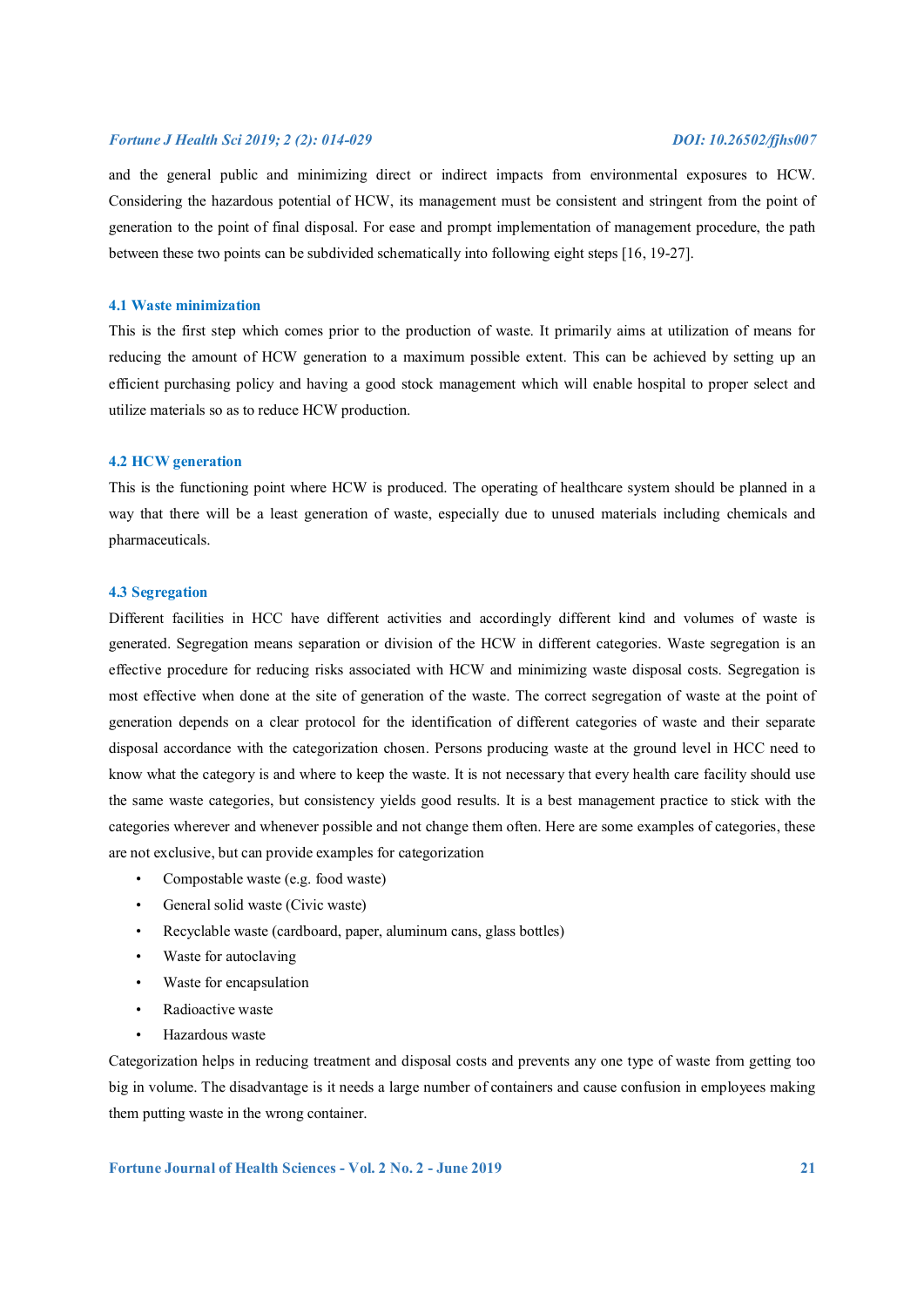and the general public and minimizing direct or indirect impacts from environmental exposures to HCW. Considering the hazardous potential of HCW, its management must be consistent and stringent from the point of generation to the point of final disposal. For ease and prompt implementation of management procedure, the path between these two points can be subdivided schematically into following eight steps [16, 19-27].

### 4.1 Waste minimization

This is the first step which comes prior to the production of waste. It primarily aims at utilization of means for reducing the amount of HCW generation to a maximum possible extent. This can be achieved by setting up an efficient purchasing policy and having a good stock management which will enable hospital to proper select and utilize materials so as to reduce HCW production.

### 4.2 HCW generation

This is the functioning point where HCW is produced. The operating of healthcare system should be planned in a way that there will be a least generation of waste, especially due to unused materials including chemicals and pharmaceuticals.

### 4.3 Segregation

Different facilities in HCC have different activities and accordingly different kind and volumes of waste is generated. Segregation means separation or division of the HCW in different categories. Waste segregation is an effective procedure for reducing risks associated with HCW and minimizing waste disposal costs. Segregation is most effective when done at the site of generation of the waste. The correct segregation of waste at the point of generation depends on a clear protocol for the identification of different categories of waste and their separate disposal accordance with the categorization chosen. Persons producing waste at the ground level in HCC need to know what the category is and where to keep the waste. It is not necessary that every health care facility should use the same waste categories, but consistency yields good results. It is a best management practice to stick with the categories wherever and whenever possible and not change them often. Here are some examples of categories, these are not exclusive, but can provide examples for categorization

- Compostable waste (e.g. food waste)
- General solid waste (Civic waste)
- Recyclable waste (cardboard, paper, aluminum cans, glass bottles)
- Waste for autoclaving
- Waste for encapsulation
- Radioactive waste
- Hazardous waste

Categorization helps in reducing treatment and disposal costs and prevents any one type of waste from getting too big in volume. The disadvantage is it needs a large number of containers and cause confusion in employees making them putting waste in the wrong container.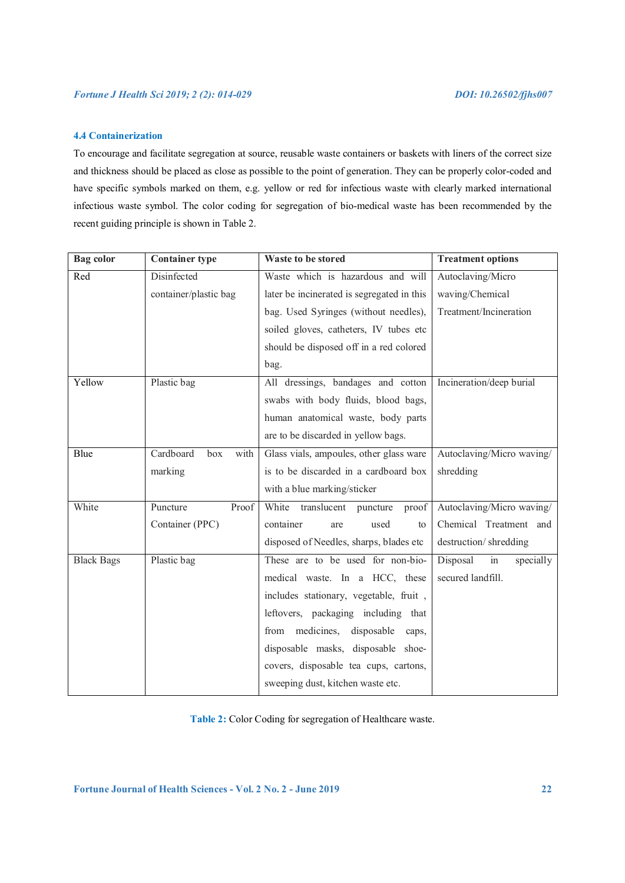### 4.4 Containerization

To encourage and facilitate segregation at source, reusable waste containers or baskets with liners of the correct size and thickness should be placed as close as possible to the point of generation. They can be properly color-coded and have specific symbols marked on them, e.g. yellow or red for infectious waste with clearly marked international infectious waste symbol. The color coding for segregation of bio-medical waste has been recommended by the recent guiding principle is shown in Table 2.

| Bag color | Container type | Waste to be stored | Treatment options |
|---|---|---|---|
| Red | Disinfected container/plastic bag | Waste which is hazardous and will later be incinerated is segregated in this bag. Used Syringes (without needles), soiled gloves, catheters, IV tubes etc should be disposed off in a red colored bag. | Autoclaving/Micro waving/Chemical Treatment/Incineration |
| Yellow | Plastic bag | All dressings, bandages and cotton swabs with body fluids, blood bags, human anatomical waste, body parts are to be discarded in yellow bags. | Incineration/deep burial |
| Blue | Cardboard box with marking | Glass vials, ampoules, other glass ware is to be discarded in a cardboard box with a blue marking/sticker | Autoclaving/Micro waving/ shredding |
| White | Puncture Proof Container (PPC) | White translucent puncture proof container are used to disposed of Needles, sharps, blades etc | Autoclaving/Micro waving/ Chemical Treatment and destruction/ shredding |
| Black Bags | Plastic bag | These are to be used for non-bio-medical waste. In a HCC, these includes stationary, vegetable, fruit , leftovers, packaging including that from medicines, disposable caps, disposable masks, disposable shoe-covers, disposable tea cups, cartons, sweeping dust, kitchen waste etc. | Disposal in specially secured landfill. |

**Table 2:** Color Coding for segregation of Healthcare waste.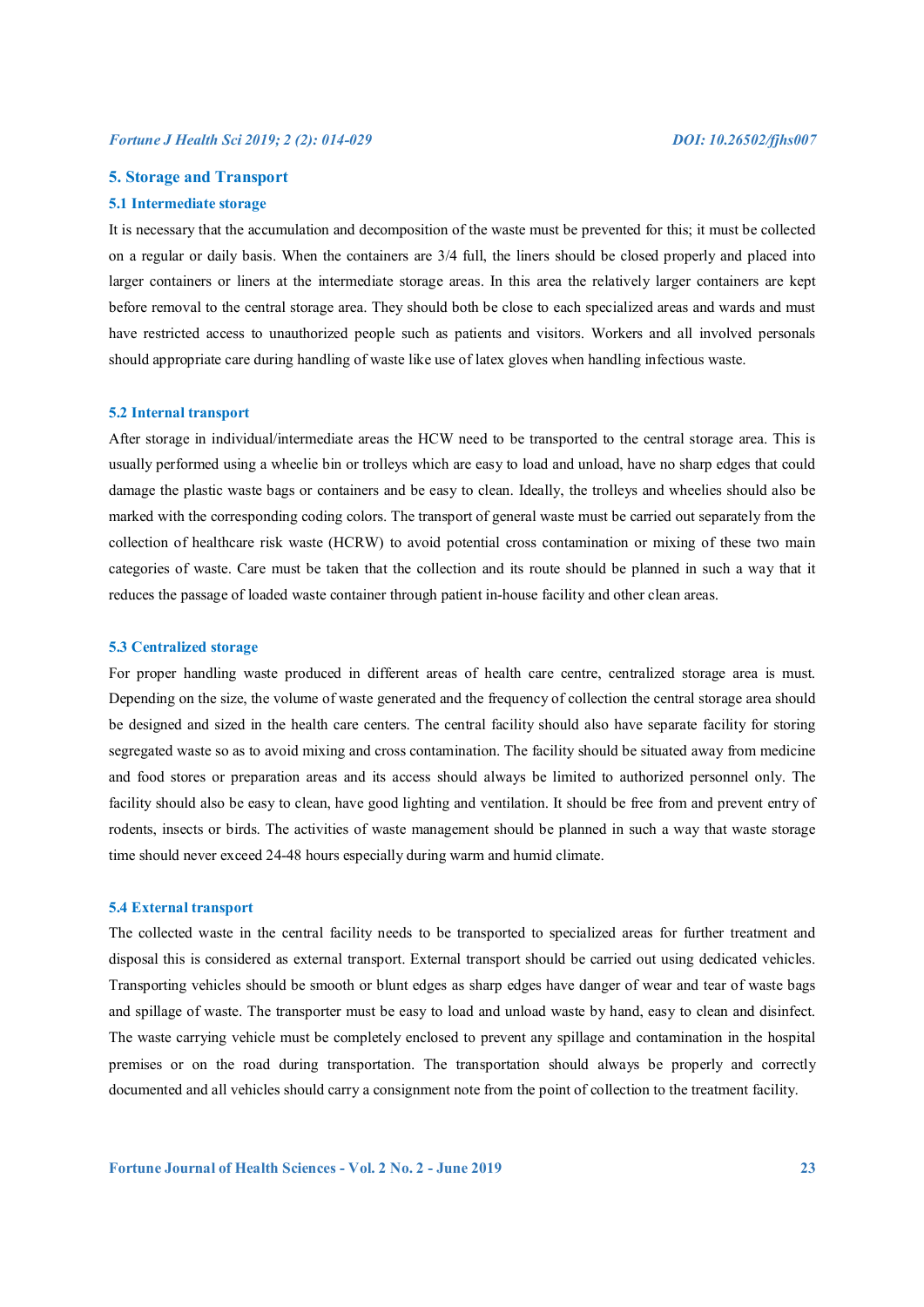## 5. Storage and Transport

### 5.1 Intermediate storage

It is necessary that the accumulation and decomposition of the waste must be prevented for this; it must be collected on a regular or daily basis. When the containers are 3/4 full, the liners should be closed properly and placed into larger containers or liners at the intermediate storage areas. In this area the relatively larger containers are kept before removal to the central storage area. They should both be close to each specialized areas and wards and must have restricted access to unauthorized people such as patients and visitors. Workers and all involved personals should appropriate care during handling of waste like use of latex gloves when handling infectious waste.

### 5.2 Internal transport

After storage in individual/intermediate areas the HCW need to be transported to the central storage area. This is usually performed using a wheelie bin or trolleys which are easy to load and unload, have no sharp edges that could damage the plastic waste bags or containers and be easy to clean. Ideally, the trolleys and wheelies should also be marked with the corresponding coding colors. The transport of general waste must be carried out separately from the collection of healthcare risk waste (HCRW) to avoid potential cross contamination or mixing of these two main categories of waste. Care must be taken that the collection and its route should be planned in such a way that it reduces the passage of loaded waste container through patient in-house facility and other clean areas.

### 5.3 Centralized storage

For proper handling waste produced in different areas of health care centre, centralized storage area is must. Depending on the size, the volume of waste generated and the frequency of collection the central storage area should be designed and sized in the health care centers. The central facility should also have separate facility for storing segregated waste so as to avoid mixing and cross contamination. The facility should be situated away from medicine and food stores or preparation areas and its access should always be limited to authorized personnel only. The facility should also be easy to clean, have good lighting and ventilation. It should be free from and prevent entry of rodents, insects or birds. The activities of waste management should be planned in such a way that waste storage time should never exceed 24-48 hours especially during warm and humid climate.

### 5.4 External transport

The collected waste in the central facility needs to be transported to specialized areas for further treatment and disposal this is considered as external transport. External transport should be carried out using dedicated vehicles. Transporting vehicles should be smooth or blunt edges as sharp edges have danger of wear and tear of waste bags and spillage of waste. The transporter must be easy to load and unload waste by hand, easy to clean and disinfect. The waste carrying vehicle must be completely enclosed to prevent any spillage and contamination in the hospital premises or on the road during transportation. The transportation should always be properly and correctly documented and all vehicles should carry a consignment note from the point of collection to the treatment facility.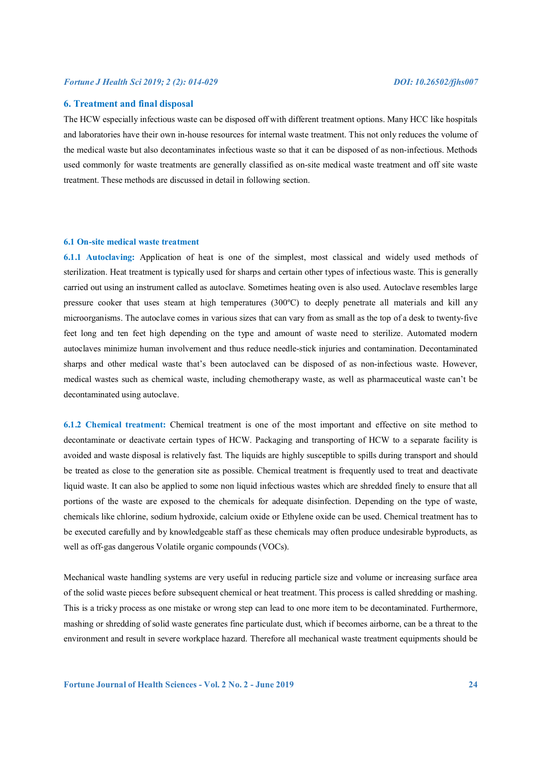## 6. Treatment and final disposal

The HCW especially infectious waste can be disposed off with different treatment options. Many HCC like hospitals and laboratories have their own in-house resources for internal waste treatment. This not only reduces the volume of the medical waste but also decontaminates infectious waste so that it can be disposed of as non-infectious. Methods used commonly for waste treatments are generally classified as on-site medical waste treatment and off site waste treatment. These methods are discussed in detail in following section.

### 6.1 On-site medical waste treatment

**6.1.1 Autoclaving:** Application of heat is one of the simplest, most classical and widely used methods of sterilization. Heat treatment is typically used for sharps and certain other types of infectious waste. This is generally carried out using an instrument called as autoclave. Sometimes heating oven is also used. Autoclave resembles large pressure cooker that uses steam at high temperatures (300ºC) to deeply penetrate all materials and kill any microorganisms. The autoclave comes in various sizes that can vary from as small as the top of a desk to twenty-five feet long and ten feet high depending on the type and amount of waste need to sterilize. Automated modern autoclaves minimize human involvement and thus reduce needle-stick injuries and contamination. Decontaminated sharps and other medical waste that's been autoclaved can be disposed of as non-infectious waste. However, medical wastes such as chemical waste, including chemotherapy waste, as well as pharmaceutical waste can't be decontaminated using autoclave.

**6.1.2 Chemical treatment:** Chemical treatment is one of the most important and effective on site method to decontaminate or deactivate certain types of HCW. Packaging and transporting of HCW to a separate facility is avoided and waste disposal is relatively fast. The liquids are highly susceptible to spills during transport and should be treated as close to the generation site as possible. Chemical treatment is frequently used to treat and deactivate liquid waste. It can also be applied to some non liquid infectious wastes which are shredded finely to ensure that all portions of the waste are exposed to the chemicals for adequate disinfection. Depending on the type of waste, chemicals like chlorine, sodium hydroxide, calcium oxide or Ethylene oxide can be used. Chemical treatment has to be executed carefully and by knowledgeable staff as these chemicals may often produce undesirable byproducts, as well as off-gas dangerous Volatile organic compounds (VOCs).

Mechanical waste handling systems are very useful in reducing particle size and volume or increasing surface area of the solid waste pieces before subsequent chemical or heat treatment. This process is called shredding or mashing. This is a tricky process as one mistake or wrong step can lead to one more item to be decontaminated. Furthermore, mashing or shredding of solid waste generates fine particulate dust, which if becomes airborne, can be a threat to the environment and result in severe workplace hazard. Therefore all mechanical waste treatment equipments should be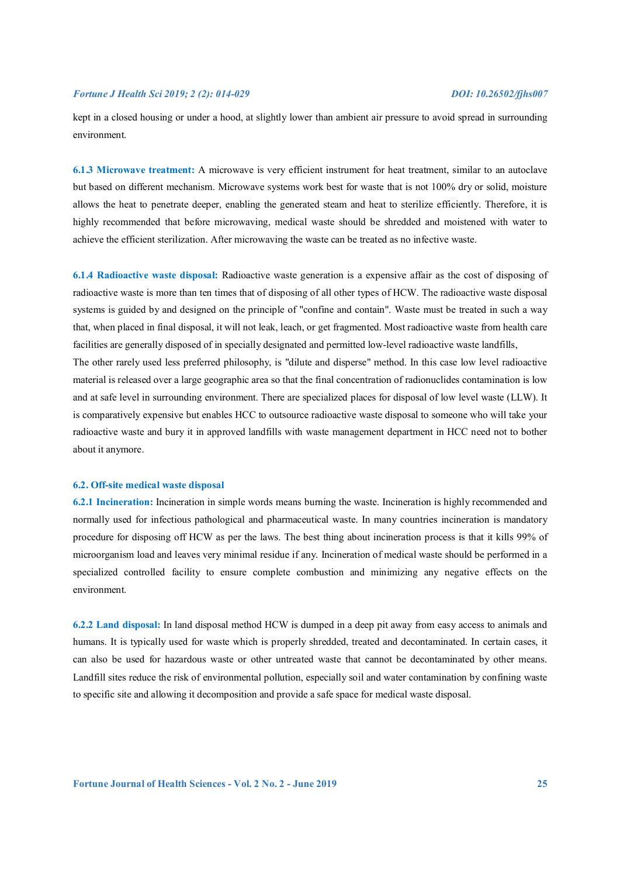kept in a closed housing or under a hood, at slightly lower than ambient air pressure to avoid spread in surrounding environment.

**6.1.3 Microwave treatment:** A microwave is very efficient instrument for heat treatment, similar to an autoclave but based on different mechanism. Microwave systems work best for waste that is not 100% dry or solid, moisture allows the heat to penetrate deeper, enabling the generated steam and heat to sterilize efficiently. Therefore, it is highly recommended that before microwaving, medical waste should be shredded and moistened with water to achieve the efficient sterilization. After microwaving the waste can be treated as no infective waste.

**6.1.4 Radioactive waste disposal:** Radioactive waste generation is a expensive affair as the cost of disposing of radioactive waste is more than ten times that of disposing of all other types of HCW. The radioactive waste disposal systems is guided by and designed on the principle of "confine and contain". Waste must be treated in such a way that, when placed in final disposal, it will not leak, leach, or get fragmented. Most radioactive waste from health care facilities are generally disposed of in specially designated and permitted low-level radioactive waste landfills,

The other rarely used less preferred philosophy, is "dilute and disperse" method. In this case low level radioactive material is released over a large geographic area so that the final concentration of radionuclides contamination is low and at safe level in surrounding environment. There are specialized places for disposal of low level waste (LLW). It is comparatively expensive but enables HCC to outsource radioactive waste disposal to someone who will take your radioactive waste and bury it in approved landfills with waste management department in HCC need not to bother about it anymore.

### 6.2. Off-site medical waste disposal

**6.2.1 Incineration:** Incineration in simple words means burning the waste. Incineration is highly recommended and normally used for infectious pathological and pharmaceutical waste. In many countries incineration is mandatory procedure for disposing off HCW as per the laws. The best thing about incineration process is that it kills 99% of microorganism load and leaves very minimal residue if any. Incineration of medical waste should be performed in a specialized controlled facility to ensure complete combustion and minimizing any negative effects on the environment.

**6.2.2 Land disposal:** In land disposal method HCW is dumped in a deep pit away from easy access to animals and humans. It is typically used for waste which is properly shredded, treated and decontaminated. In certain cases, it can also be used for hazardous waste or other untreated waste that cannot be decontaminated by other means. Landfill sites reduce the risk of environmental pollution, especially soil and water contamination by confining waste to specific site and allowing it decomposition and provide a safe space for medical waste disposal.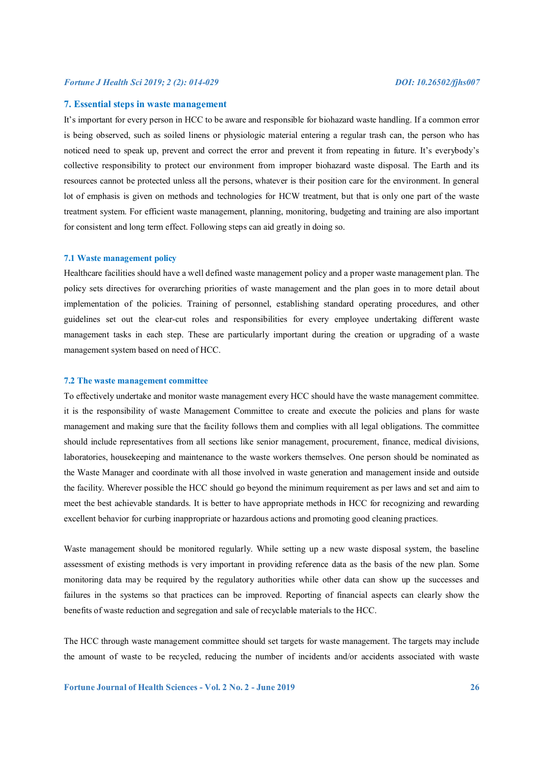## 7. Essential steps in waste management

It's important for every person in HCC to be aware and responsible for biohazard waste handling. If a common error is being observed, such as soiled linens or physiologic material entering a regular trash can, the person who has noticed need to speak up, prevent and correct the error and prevent it from repeating in future. It's everybody's collective responsibility to protect our environment from improper biohazard waste disposal. The Earth and its resources cannot be protected unless all the persons, whatever is their position care for the environment. In general lot of emphasis is given on methods and technologies for HCW treatment, but that is only one part of the waste treatment system. For efficient waste management, planning, monitoring, budgeting and training are also important for consistent and long term effect. Following steps can aid greatly in doing so.

### 7.1 Waste management policy

Healthcare facilities should have a well defined waste management policy and a proper waste management plan. The policy sets directives for overarching priorities of waste management and the plan goes in to more detail about implementation of the policies. Training of personnel, establishing standard operating procedures, and other guidelines set out the clear-cut roles and responsibilities for every employee undertaking different waste management tasks in each step. These are particularly important during the creation or upgrading of a waste management system based on need of HCC.

### 7.2 The waste management committee

To effectively undertake and monitor waste management every HCC should have the waste management committee. it is the responsibility of waste Management Committee to create and execute the policies and plans for waste management and making sure that the facility follows them and complies with all legal obligations. The committee should include representatives from all sections like senior management, procurement, finance, medical divisions, laboratories, housekeeping and maintenance to the waste workers themselves. One person should be nominated as the Waste Manager and coordinate with all those involved in waste generation and management inside and outside the facility. Wherever possible the HCC should go beyond the minimum requirement as per laws and set and aim to meet the best achievable standards. It is better to have appropriate methods in HCC for recognizing and rewarding excellent behavior for curbing inappropriate or hazardous actions and promoting good cleaning practices.

Waste management should be monitored regularly. While setting up a new waste disposal system, the baseline assessment of existing methods is very important in providing reference data as the basis of the new plan. Some monitoring data may be required by the regulatory authorities while other data can show up the successes and failures in the systems so that practices can be improved. Reporting of financial aspects can clearly show the benefits of waste reduction and segregation and sale of recyclable materials to the HCC.

The HCC through waste management committee should set targets for waste management. The targets may include the amount of waste to be recycled, reducing the number of incidents and/or accidents associated with waste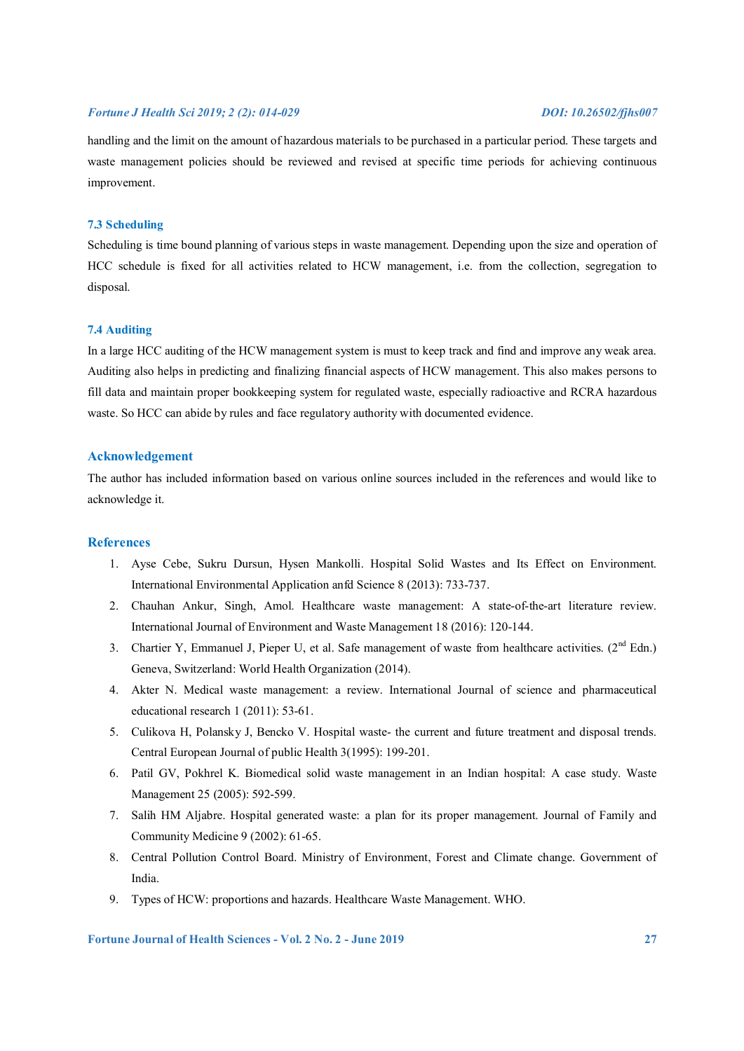handling and the limit on the amount of hazardous materials to be purchased in a particular period. These targets and waste management policies should be reviewed and revised at specific time periods for achieving continuous improvement.

### 7.3 Scheduling

Scheduling is time bound planning of various steps in waste management. Depending upon the size and operation of HCC schedule is fixed for all activities related to HCW management, i.e. from the collection, segregation to disposal.

### 7.4 Auditing

In a large HCC auditing of the HCW management system is must to keep track and find and improve any weak area. Auditing also helps in predicting and finalizing financial aspects of HCW management. This also makes persons to fill data and maintain proper bookkeeping system for regulated waste, especially radioactive and RCRA hazardous waste. So HCC can abide by rules and face regulatory authority with documented evidence.

## Acknowledgement

The author has included information based on various online sources included in the references and would like to acknowledge it.

## References

1. Ayse Cebe, Sukru Dursun, Hysen Mankolli. Hospital Solid Wastes and Its Effect on Environment. International Environmental Application anfd Science 8 (2013): 733-737.
2. Chauhan Ankur, Singh, Amol. Healthcare waste management: A state-of-the-art literature review. International Journal of Environment and Waste Management 18 (2016): 120-144.
3. Chartier Y, Emmanuel J, Pieper U, et al. Safe management of waste from healthcare activities. (2nd Edn.) Geneva, Switzerland: World Health Organization (2014).
4. Akter N. Medical waste management: a review. International Journal of science and pharmaceutical educational research 1 (2011): 53-61.
5. Culikova H, Polansky J, Bencko V. Hospital waste- the current and future treatment and disposal trends. Central European Journal of public Health 3(1995): 199-201.
6. Patil GV, Pokhrel K. Biomedical solid waste management in an Indian hospital: A case study. Waste Management 25 (2005): 592-599.
7. Salih HM Aljabre. Hospital generated waste: a plan for its proper management. Journal of Family and Community Medicine 9 (2002): 61-65.
8. Central Pollution Control Board. Ministry of Environment, Forest and Climate change. Government of India.
9. Types of HCW: proportions and hazards. Healthcare Waste Management. WHO.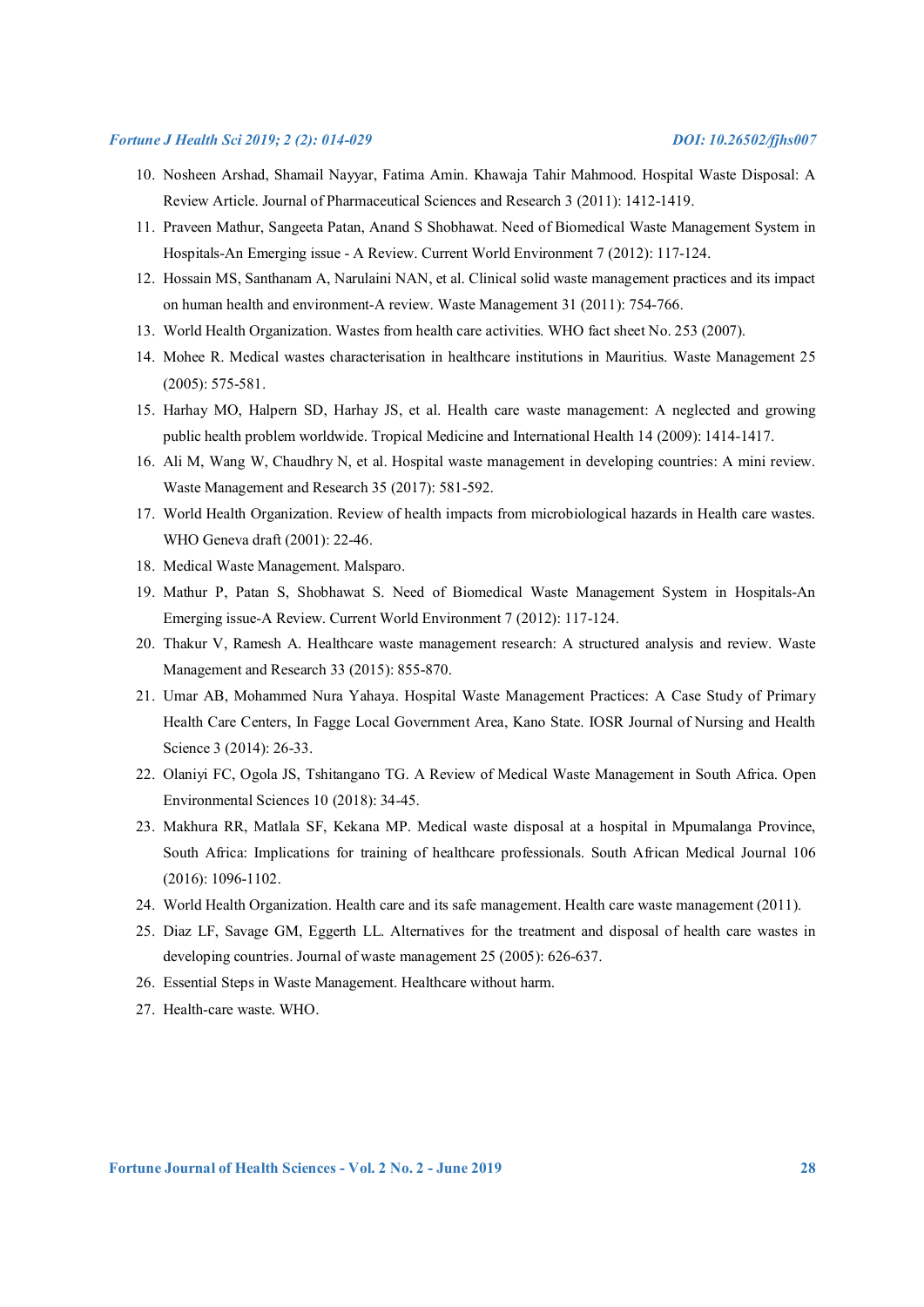10. Nosheen Arshad, Shamail Nayyar, Fatima Amin. Khawaja Tahir Mahmood. Hospital Waste Disposal: A Review Article. Journal of Pharmaceutical Sciences and Research 3 (2011): 1412-1419.
11. Praveen Mathur, Sangeeta Patan, Anand S Shobhawat. Need of Biomedical Waste Management System in Hospitals-An Emerging issue - A Review. Current World Environment 7 (2012): 117-124.
12. Hossain MS, Santhanam A, Narulaini NAN, et al. Clinical solid waste management practices and its impact on human health and environment-A review. Waste Management 31 (2011): 754-766.
13. World Health Organization. Wastes from health care activities. WHO fact sheet No. 253 (2007).
14. Mohee R. Medical wastes characterisation in healthcare institutions in Mauritius. Waste Management 25 (2005): 575-581.
15. Harhay MO, Halpern SD, Harhay JS, et al. Health care waste management: A neglected and growing public health problem worldwide. Tropical Medicine and International Health 14 (2009): 1414-1417.
16. Ali M, Wang W, Chaudhry N, et al. Hospital waste management in developing countries: A mini review. Waste Management and Research 35 (2017): 581-592.
17. World Health Organization. Review of health impacts from microbiological hazards in Health care wastes. WHO Geneva draft (2001): 22-46.
18. Medical Waste Management. Malsparo.
19. Mathur P, Patan S, Shobhawat S. Need of Biomedical Waste Management System in Hospitals-An Emerging issue-A Review. Current World Environment 7 (2012): 117-124.
20. Thakur V, Ramesh A. Healthcare waste management research: A structured analysis and review. Waste Management and Research 33 (2015): 855-870.
21. Umar AB, Mohammed Nura Yahaya. Hospital Waste Management Practices: A Case Study of Primary Health Care Centers, In Fagge Local Government Area, Kano State. IOSR Journal of Nursing and Health Science 3 (2014): 26-33.
22. Olaniyi FC, Ogola JS, Tshitangano TG. A Review of Medical Waste Management in South Africa. Open Environmental Sciences 10 (2018): 34-45.
23. Makhura RR, Matlala SF, Kekana MP. Medical waste disposal at a hospital in Mpumalanga Province, South Africa: Implications for training of healthcare professionals. South African Medical Journal 106 (2016): 1096-1102.
24. World Health Organization. Health care and its safe management. Health care waste management (2011).
25. Diaz LF, Savage GM, Eggerth LL. Alternatives for the treatment and disposal of health care wastes in developing countries. Journal of waste management 25 (2005): 626-637.
26. Essential Steps in Waste Management. Healthcare without harm.
27. Health-care waste. WHO.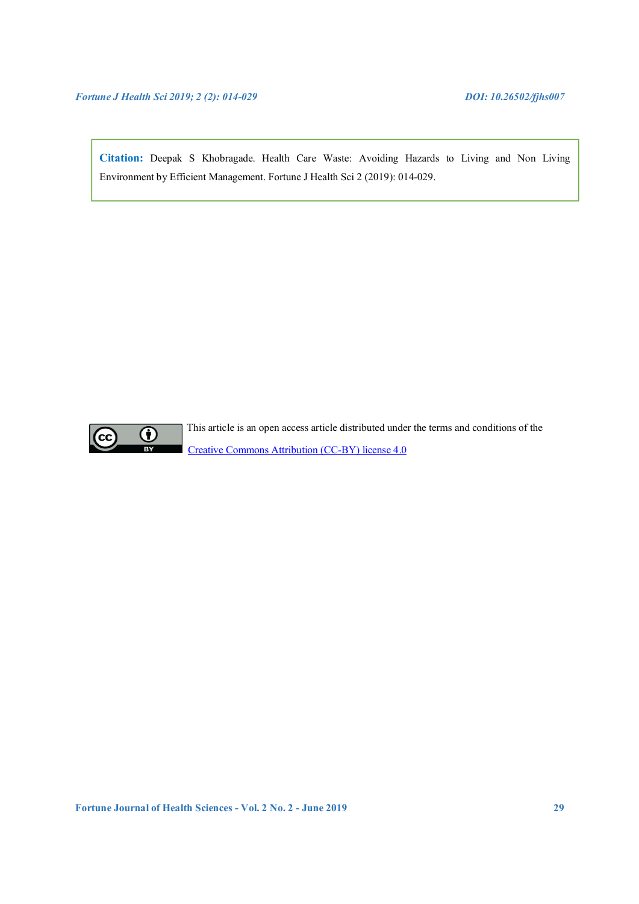**Citation:** Deepak S Khobragade. Health Care Waste: Avoiding Hazards to Living and Non Living Environment by Efficient Management. Fortune J Health Sci 2 (2019): 014-029.

This article is an open access article distributed under the terms and conditions of the [Creative Commons Attribution (CC-BY) license 4.0](https://creativecommons.org/licenses/by/4.0/)